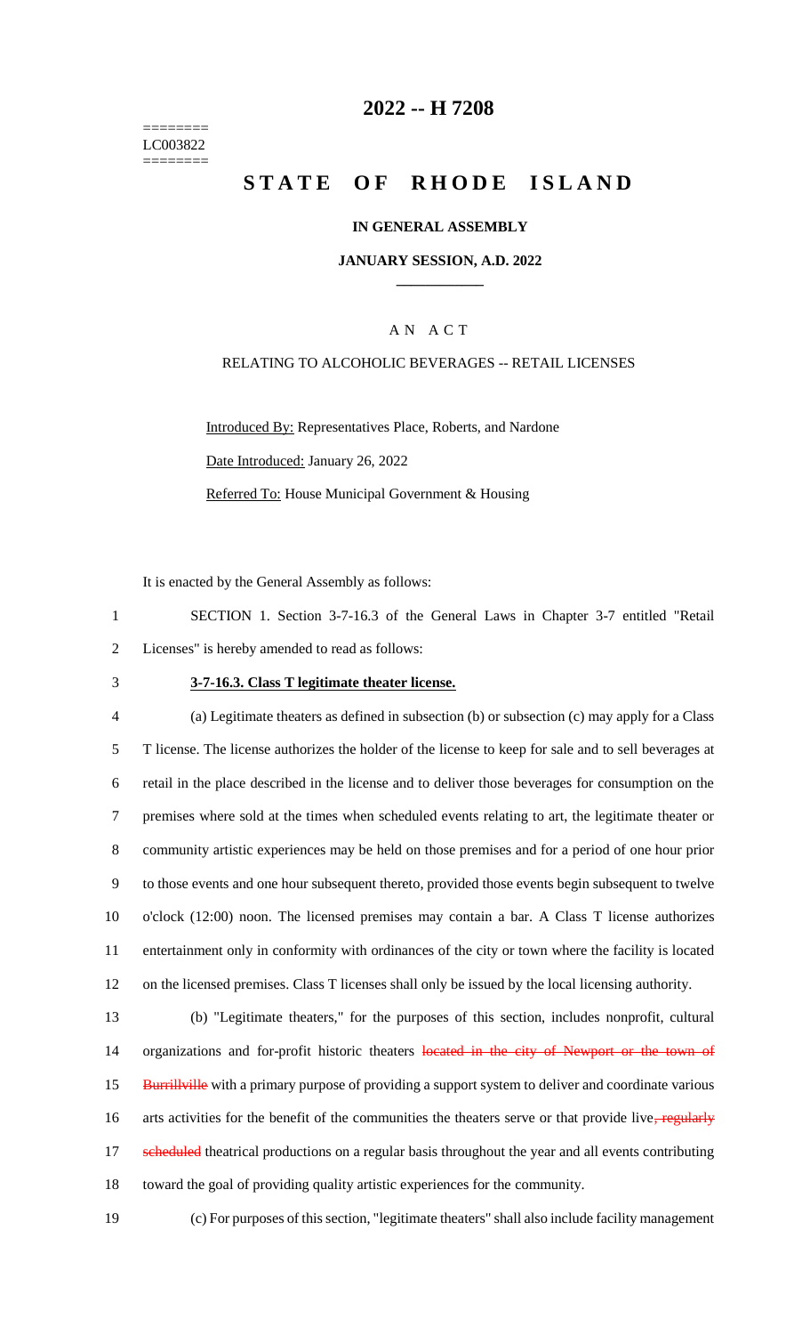========
LC003822
========

# 2022 -- H 7208

# STATE OF RHODE ISLAND

**IN GENERAL ASSEMBLY**

**JANUARY SESSION, A.D. 2022**

A N A C T

RELATING TO ALCOHOLIC BEVERAGES -- RETAIL LICENSES

Introduced By: Representatives Place, Roberts, and Nardone

Date Introduced: January 26, 2022

Referred To: House Municipal Government & Housing

It is enacted by the General Assembly as follows:

1 SECTION 1. Section 3-7-16.3 of the General Laws in Chapter 3-7 entitled "Retail
2 Licenses" is hereby amended to read as follows:

3 **3-7-16.3. Class T legitimate theater license.**

4 (a) Legitimate theaters as defined in subsection (b) or subsection (c) may apply for a Class
5 T license. The license authorizes the holder of the license to keep for sale and to sell beverages at
6 retail in the place described in the license and to deliver those beverages for consumption on the
7 premises where sold at the times when scheduled events relating to art, the legitimate theater or
8 community artistic experiences may be held on those premises and for a period of one hour prior
9 to those events and one hour subsequent thereto, provided those events begin subsequent to twelve
10 o'clock (12:00) noon. The licensed premises may contain a bar. A Class T license authorizes
11 entertainment only in conformity with ordinances of the city or town where the facility is located
12 on the licensed premises. Class T licenses shall only be issued by the local licensing authority.

13 (b) "Legitimate theaters," for the purposes of this section, includes nonprofit, cultural
14 organizations and for-profit historic theaters ~~located in the city of Newport or the town of~~
15 ~~Burrillville~~ with a primary purpose of providing a support system to deliver and coordinate various
16 arts activities for the benefit of the communities the theaters serve or that provide live~~, regularly~~
17 ~~scheduled~~ theatrical productions on a regular basis throughout the year and all events contributing
18 toward the goal of providing quality artistic experiences for the community.

19 (c) For purposes of this section, "legitimate theaters" shall also include facility management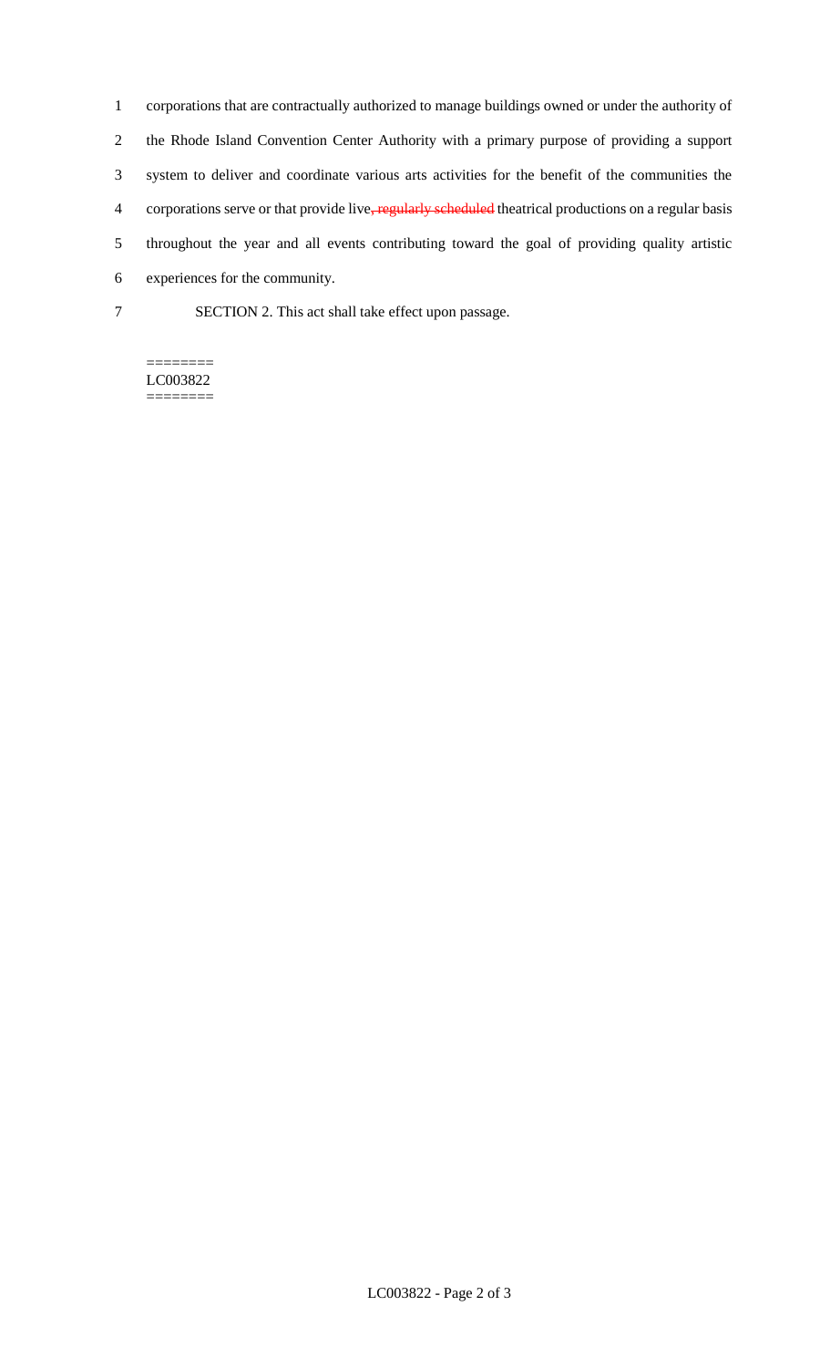corporations that are contractually authorized to manage buildings owned or under the authority of the Rhode Island Convention Center Authority with a primary purpose of providing a support system to deliver and coordinate various arts activities for the benefit of the communities the corporations serve or that provide live~~, regularly scheduled~~ theatrical productions on a regular basis throughout the year and all events contributing toward the goal of providing quality artistic experiences for the community.

SECTION 2. This act shall take effect upon passage.

========
LC003822
========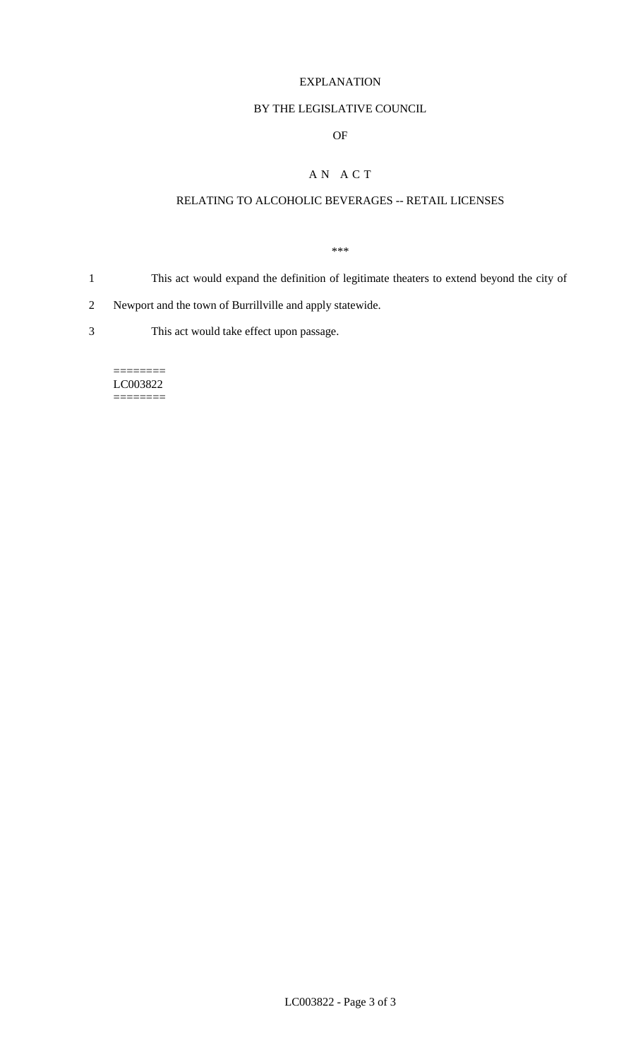EXPLANATION

BY THE LEGISLATIVE COUNCIL

OF

A N A C T

RELATING TO ALCOHOLIC BEVERAGES -- RETAIL LICENSES

\*\*\*

1 This act would expand the definition of legitimate theaters to extend beyond the city of

2 Newport and the town of Burrillville and apply statewide.

3 This act would take effect upon passage.

========
LC003822
========